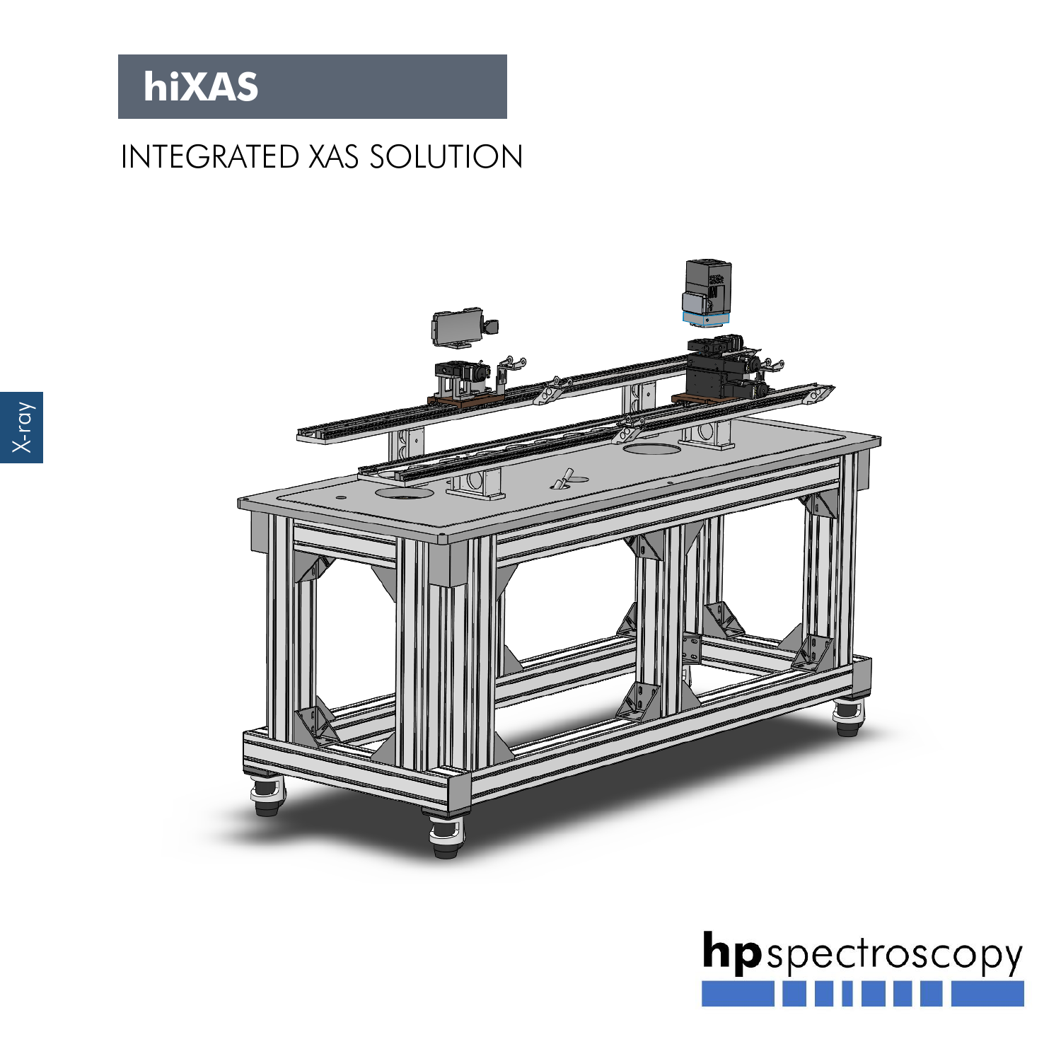# hiXAS

## INTEGRATED XAS SOLUTION

X-ray

hpspectroscopy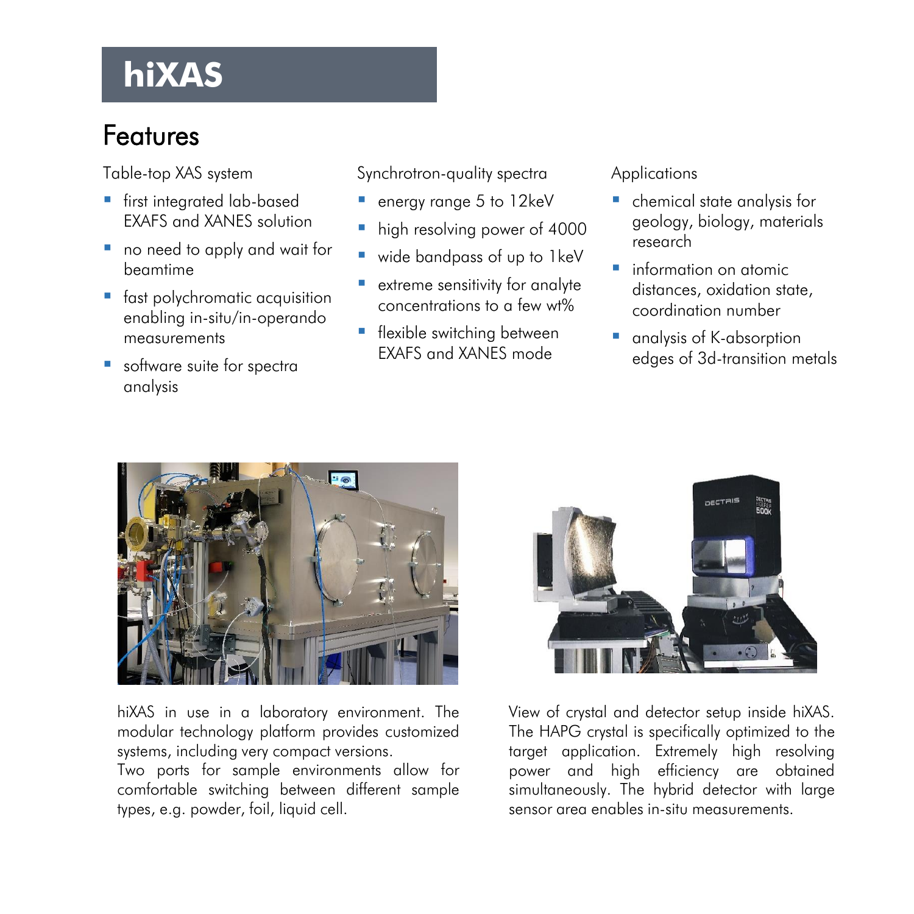# hiXAS

## Features

Table-top XAS system

- first integrated lab-based EXAFS and XANES solution
- no need to apply and wait for beamtime
- fast polychromatic acquisition enabling in-situ/in-operando measurements
- software suite for spectra analysis

Synchrotron-quality spectra

- energy range 5 to 12keV
- high resolving power of 4000
- wide bandpass of up to 1keV
- extreme sensitivity for analyte concentrations to a few wt%
- flexible switching between EXAFS and XANES mode

Applications

- chemical state analysis for geology, biology, materials research
- information on atomic distances, oxidation state, coordination number
- analysis of K-absorption edges of 3d-transition metals

hiXAS in use in a laboratory environment. The modular technology platform provides customized systems, including very compact versions.
Two ports for sample environments allow for comfortable switching between different sample types, e.g. powder, foil, liquid cell.

View of crystal and detector setup inside hiXAS. The HAPG crystal is specifically optimized to the target application. Extremely high resolving power and high efficiency are obtained simultaneously. The hybrid detector with large sensor area enables in-situ measurements.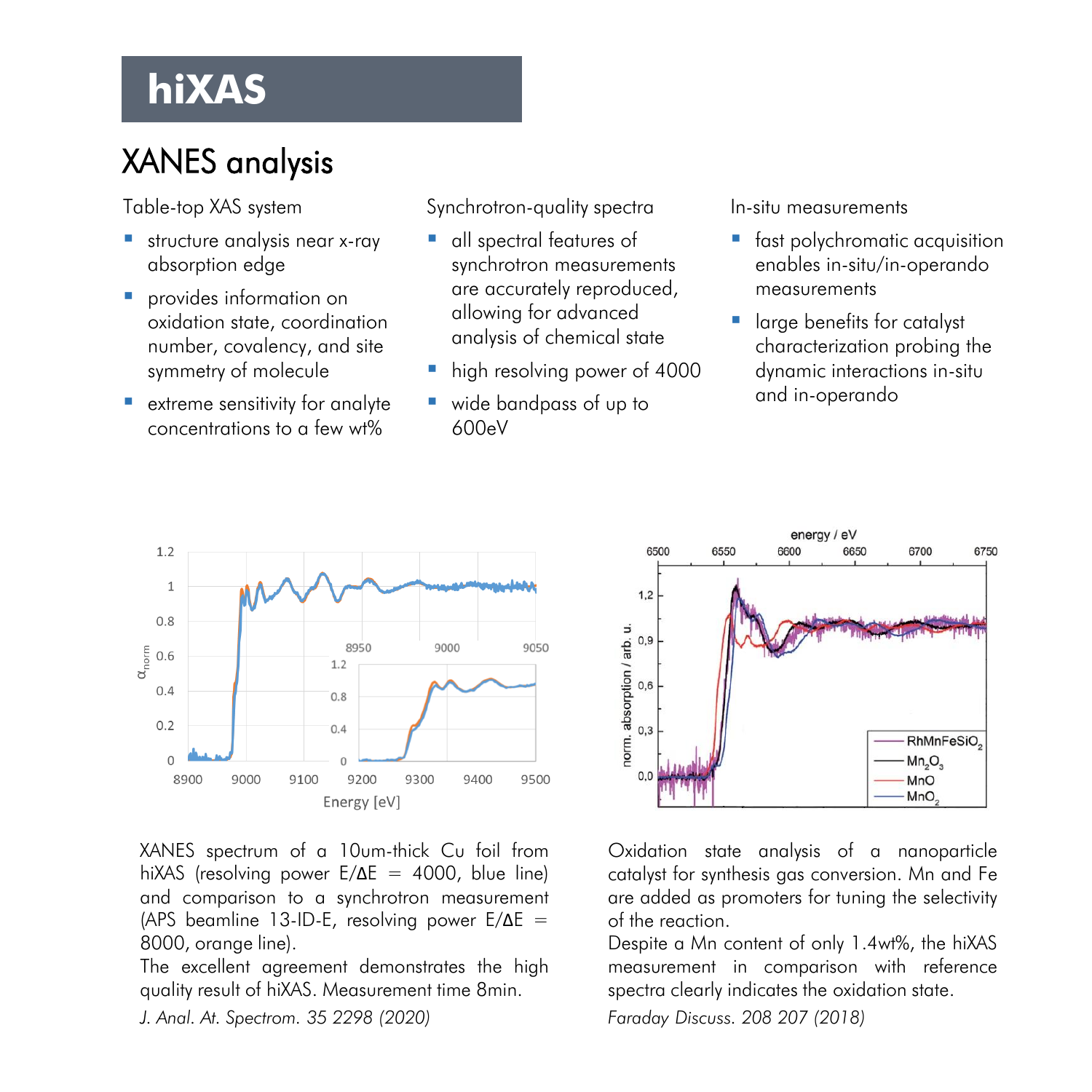# hiXAS

## XANES analysis

Table-top XAS system

- structure analysis near x-ray absorption edge
- provides information on oxidation state, coordination number, covalency, and site symmetry of molecule
- extreme sensitivity for analyte concentrations to a few wt%

Synchrotron-quality spectra

- all spectral features of synchrotron measurements are accurately reproduced, allowing for advanced analysis of chemical state
- high resolving power of 4000
- wide bandpass of up to 600eV

In-situ measurements

- fast polychromatic acquisition enables in-situ/in-operando measurements
- large benefits for catalyst characterization probing the dynamic interactions in-situ and in-operando

XANES spectrum of a 10um-thick Cu foil from hiXAS (resolving power $E/\Delta E = 4000$, blue line) and comparison to a synchrotron measurement (APS beamline 13-ID-E, resolving power $E/\Delta E = 8000$, orange line).
The excellent agreement demonstrates the high quality result of hiXAS. Measurement time 8min.

*J. Anal. At. Spectrom. 35 2298 (2020)*

Oxidation state analysis of a nanoparticle catalyst for synthesis gas conversion. Mn and Fe are added as promoters for tuning the selectivity of the reaction.
Despite a Mn content of only 1.4wt%, the hiXAS measurement in comparison with reference spectra clearly indicates the oxidation state.

*Faraday Discuss. 208 207 (2018)*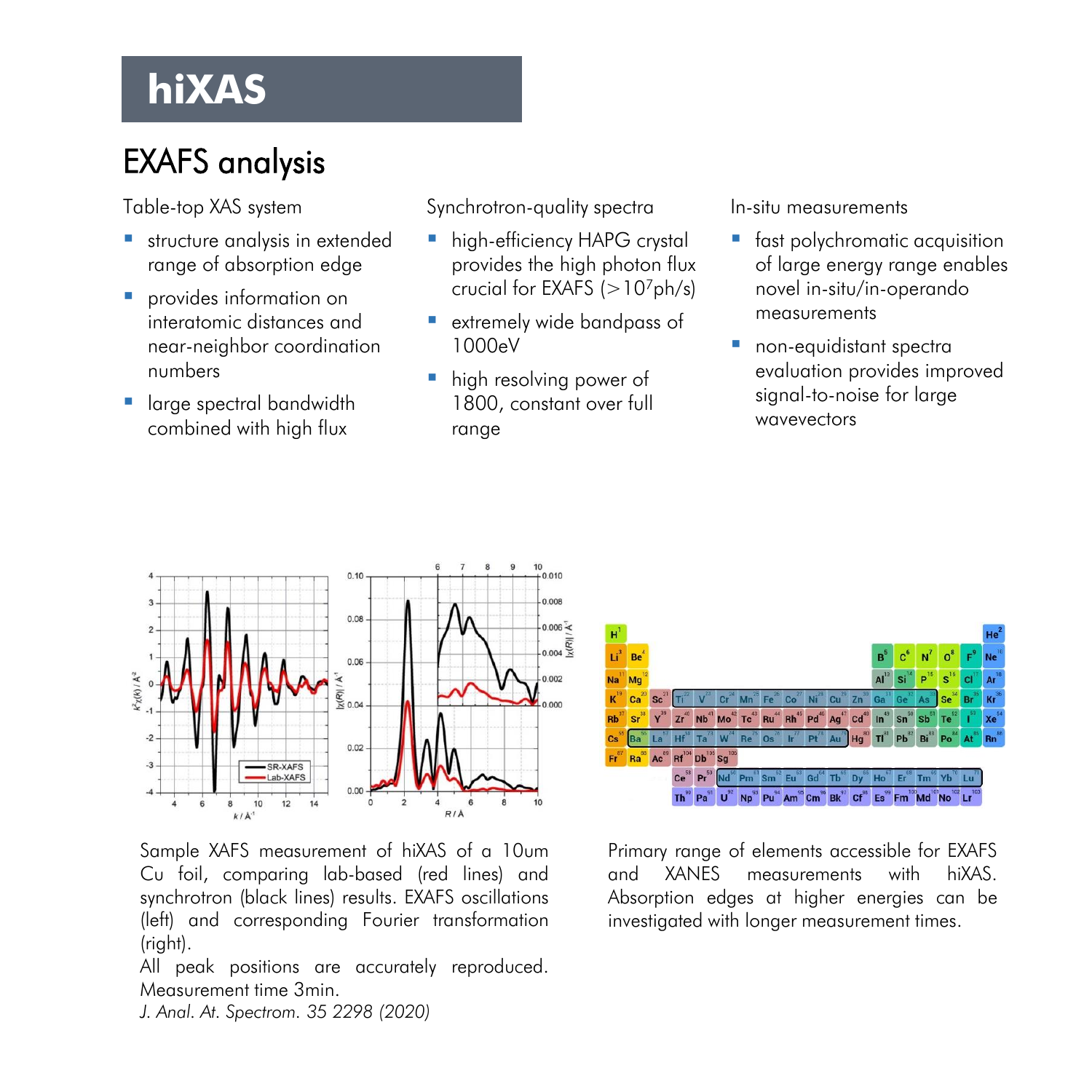# hiXAS

## EXAFS analysis

Table-top XAS system

- structure analysis in extended range of absorption edge
- provides information on interatomic distances and near-neighbor coordination numbers
- large spectral bandwidth combined with high flux

Synchrotron-quality spectra

- high-efficiency HAPG crystal provides the high photon flux crucial for EXAFS (>$10^7$ph/s)
- extremely wide bandpass of 1000eV
- high resolving power of 1800, constant over full range

In-situ measurements

- fast polychromatic acquisition of large energy range enables novel in-situ/in-operando measurements
- non-equidistant spectra evaluation provides improved signal-to-noise for large wavevectors

Sample XAFS measurement of hiXAS of a 10um Cu foil, comparing lab-based (red lines) and synchrotron (black lines) results. EXAFS oscillations (left) and corresponding Fourier transformation (right).
All peak positions are accurately reproduced. Measurement time 3min.
*J. Anal. At. Spectrom. 35 2298 (2020)*

Primary range of elements accessible for EXAFS and XANES measurements with hiXAS. Absorption edges at higher energies can be investigated with longer measurement times.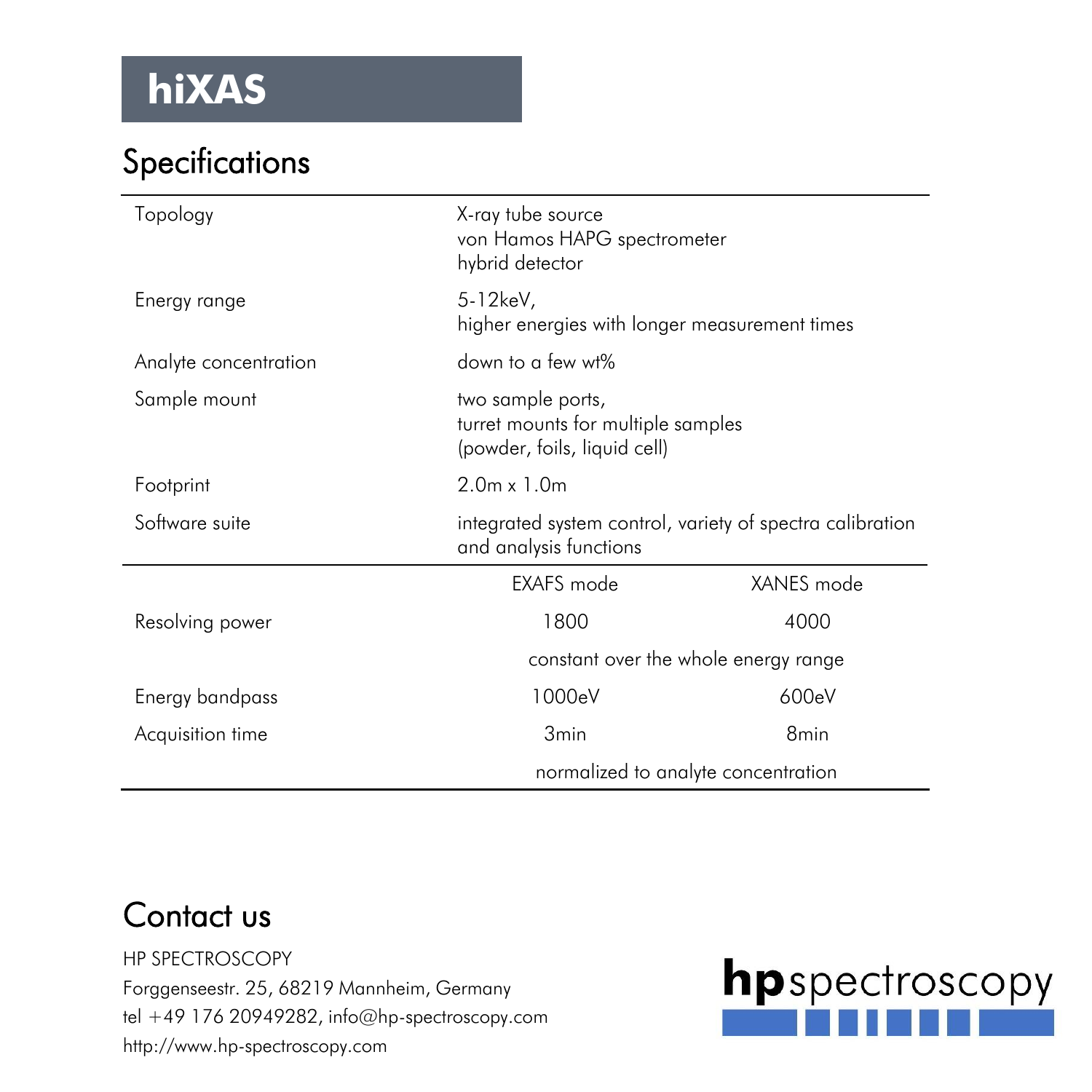# hiXAS

## Specifications

| | | |
|---|---|---|
| Topology | X-ray tube source<br>von Hamos HAPG spectrometer<br>hybrid detector | |
| Energy range | 5-12keV,<br>higher energies with longer measurement times | |
| Analyte concentration | down to a few wt% | |
| Sample mount | two sample ports,<br>turret mounts for multiple samples<br>(powder, foils, liquid cell) | |
| Footprint | 2.0m x 1.0m | |
| Software suite | integrated system control, variety of spectra calibration and analysis functions | |
| | EXAFS mode | XANES mode |
| Resolving power | 1800 | 4000 |
| | constant over the whole energy range | |
| Energy bandpass | 1000eV | 600eV |
| Acquisition time | 3min | 8min |
| | normalized to analyte concentration | |

## Contact us

HP SPECTROSCOPY
Forggenseestr. 25, 68219 Mannheim, Germany
tel +49 176 20949282, info@hp-spectroscopy.com
http://www.hp-spectroscopy.com

hp spectroscopy